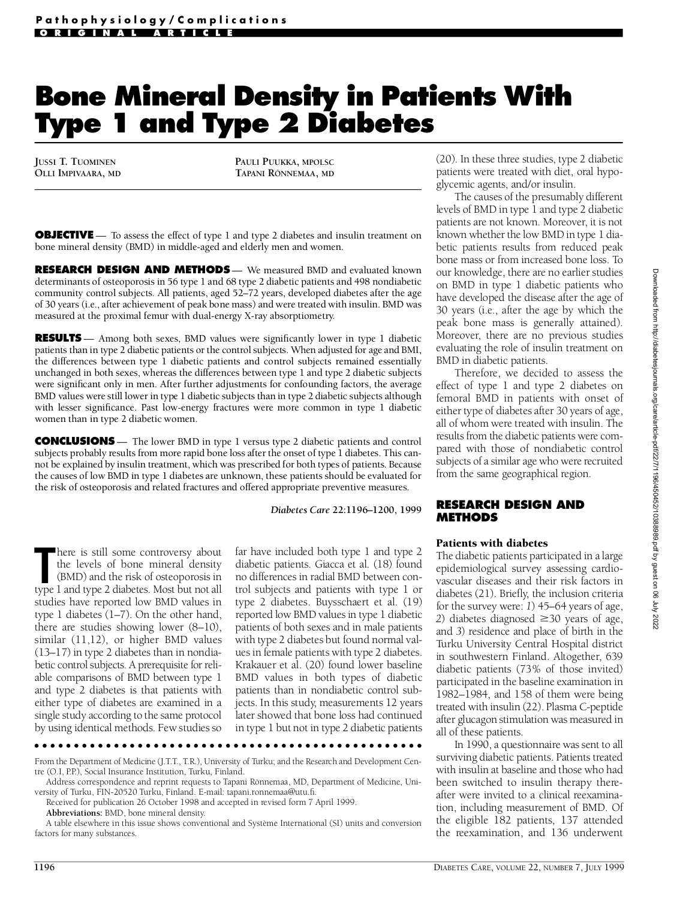Pathophysiology/Complications
ORIGINAL ARTICLE

# Bone Mineral Density in Patients With Type 1 and Type 2 Diabetes

JUSSI T. TUOMINEN
OLLI IMPIVAARA, MD
PAULI PUUKKA, MPOLSC
TAPANI RÖNNEMAA, MD

**OBJECTIVE** — To assess the effect of type 1 and type 2 diabetes and insulin treatment on bone mineral density (BMD) in middle-aged and elderly men and women.

**RESEARCH DESIGN AND METHODS** — We measured BMD and evaluated known determinants of osteoporosis in 56 type 1 and 68 type 2 diabetic patients and 498 nondiabetic community control subjects. All patients, aged 52–72 years, developed diabetes after the age of 30 years (i.e., after achievement of peak bone mass) and were treated with insulin. BMD was measured at the proximal femur with dual-energy X-ray absorptiometry.

**RESULTS** — Among both sexes, BMD values were significantly lower in type 1 diabetic patients than in type 2 diabetic patients or the control subjects. When adjusted for age and BMI, the differences between type 1 diabetic patients and control subjects remained essentially unchanged in both sexes, whereas the differences between type 1 and type 2 diabetic subjects were significant only in men. After further adjustments for confounding factors, the average BMD values were still lower in type 1 diabetic subjects than in type 2 diabetic subjects although with lesser significance. Past low-energy fractures were more common in type 1 diabetic women than in type 2 diabetic women.

**CONCLUSIONS** — The lower BMD in type 1 versus type 2 diabetic patients and control subjects probably results from more rapid bone loss after the onset of type 1 diabetes. This cannot be explained by insulin treatment, which was prescribed for both types of patients. Because the causes of low BMD in type 1 diabetes are unknown, these patients should be evaluated for the risk of osteoporosis and related fractures and offered appropriate preventive measures.

*Diabetes Care* 22:1196–1200, 1999

There is still some controversy about the levels of bone mineral density (BMD) and the risk of osteoporosis in type 1 and type 2 diabetes. Most but not all studies have reported low BMD values in type 1 diabetes (1–7). On the other hand, there are studies showing lower (8–10), similar (11,12), or higher BMD values (13–17) in type 2 diabetes than in nondiabetic control subjects. A prerequisite for reliable comparisons of BMD between type 1 and type 2 diabetes is that patients with either type of diabetes are examined in a single study according to the same protocol by using identical methods. Few studies so far have included both type 1 and type 2 diabetic patients. Giacca et al. (18) found no differences in radial BMD between control subjects and patients with type 1 or type 2 diabetes. Buysschaert et al. (19) reported low BMD values in type 1 diabetic patients of both sexes and in male patients with type 2 diabetes but found normal values in female patients with type 2 diabetes. Krakauer et al. (20) found lower baseline BMD values in both types of diabetic patients than in nondiabetic control subjects. In this study, measurements 12 years later showed that bone loss had continued in type 1 but not in type 2 diabetic patients (20). In these three studies, type 2 diabetic patients were treated with diet, oral hypoglycemic agents, and/or insulin.

The causes of the presumably different levels of BMD in type 1 and type 2 diabetic patients are not known. Moreover, it is not known whether the low BMD in type 1 diabetic patients results from reduced peak bone mass or from increased bone loss. To our knowledge, there are no earlier studies on BMD in type 1 diabetic patients who have developed the disease after the age of 30 years (i.e., after the age by which the peak bone mass is generally attained). Moreover, there are no previous studies evaluating the role of insulin treatment on BMD in diabetic patients.

Therefore, we decided to assess the effect of type 1 and type 2 diabetes on femoral BMD in patients with onset of either type of diabetes after 30 years of age, all of whom were treated with insulin. The results from the diabetic patients were compared with those of nondiabetic control subjects of a similar age who were recruited from the same geographical region.

## RESEARCH DESIGN AND METHODS

### Patients with diabetes

The diabetic patients participated in a large epidemiological survey assessing cardiovascular diseases and their risk factors in diabetes (21). Briefly, the inclusion criteria for the survey were: *1)* 45–64 years of age, *2)* diabetes diagnosed ≥30 years of age, and *3)* residence and place of birth in the Turku University Central Hospital district in southwestern Finland. Altogether, 639 diabetic patients (73% of those invited) participated in the baseline examination in 1982–1984, and 158 of them were being treated with insulin (22). Plasma C-peptide after glucagon stimulation was measured in all of these patients.

In 1990, a questionnaire was sent to all surviving diabetic patients. Patients treated with insulin at baseline and those who had been switched to insulin therapy thereafter were invited to a clinical reexamination, including measurement of BMD. Of the eligible 182 patients, 137 attended the reexamination, and 136 underwent

From the Department of Medicine (J.T.T., T.R.), University of Turku; and the Research and Development Centre (O.I, P.P.), Social Insurance Institution, Turku, Finland.

Address correspondence and reprint requests to Tapani Rönnemaa, MD, Department of Medicine, University of Turku, FIN-20520 Turku, Finland. E-mail: tapani.ronnemaa@utu.fi.

Received for publication 26 October 1998 and accepted in revised form 7 April 1999.

**Abbreviations:** BMD, bone mineral density.

A table elsewhere in this issue shows conventional and Système International (SI) units and conversion factors for many substances.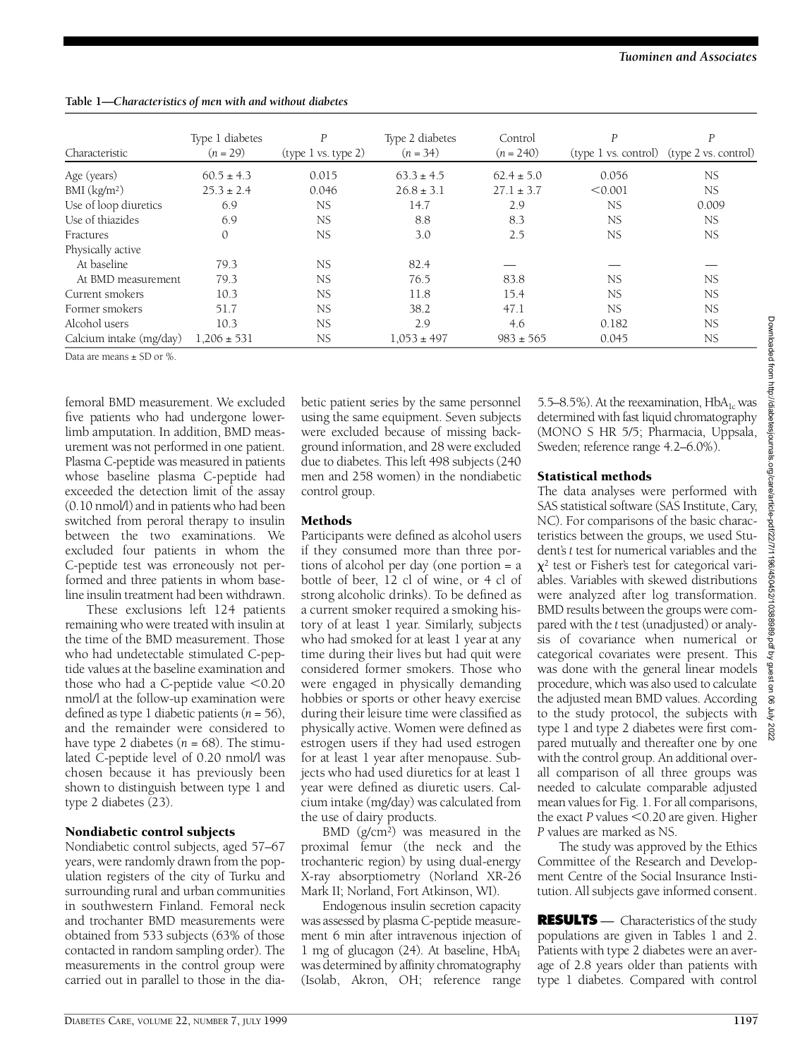**Table 1—*Characteristics of men with and without diabetes***

| Characteristic | Type 1 diabetes ($n$ = 29) | $P$ (type 1 vs. type 2) | Type 2 diabetes ($n$ = 34) | Control ($n$ = 240) | $P$ (type 1 vs. control) | $P$ (type 2 vs. control) |
|---|---|---|---|---|---|---|
| Age (years) | 60.5 ± 4.3 | 0.015 | 63.3 ± 4.5 | 62.4 ± 5.0 | 0.056 | NS |
| BMI (kg/m²) | 25.3 ± 2.4 | 0.046 | 26.8 ± 3.1 | 27.1 ± 3.7 | <0.001 | NS |
| Use of loop diuretics | 6.9 | NS | 14.7 | 2.9 | NS | 0.009 |
| Use of thiazides | 6.9 | NS | 8.8 | 8.3 | NS | NS |
| Fractures | 0 | NS | 3.0 | 2.5 | NS | NS |
| Physically active | | | | | | |
| At baseline | 79.3 | NS | 82.4 | — | — | — |
| At BMD measurement | 79.3 | NS | 76.5 | 83.8 | NS | NS |
| Current smokers | 10.3 | NS | 11.8 | 15.4 | NS | NS |
| Former smokers | 51.7 | NS | 38.2 | 47.1 | NS | NS |
| Alcohol users | 10.3 | NS | 2.9 | 4.6 | 0.182 | NS |
| Calcium intake (mg/day) | 1,206 ± 531 | NS | 1,053 ± 497 | 983 ± 565 | 0.045 | NS |

Data are means ± SD or %.

femoral BMD measurement. We excluded five patients who had undergone lower-limb amputation. In addition, BMD measurement was not performed in one patient. Plasma C-peptide was measured in patients whose baseline plasma C-peptide had exceeded the detection limit of the assay (0.10 nmol/l) and in patients who had been switched from peroral therapy to insulin between the two examinations. We excluded four patients in whom the C-peptide test was erroneously not performed and three patients in whom baseline insulin treatment had been withdrawn.

These exclusions left 124 patients remaining who were treated with insulin at the time of the BMD measurement. Those who had undetectable stimulated C-peptide values at the baseline examination and those who had a C-peptide value <0.20 nmol/l at the follow-up examination were defined as type 1 diabetic patients ($n$ = 56), and the remainder were considered to have type 2 diabetes ($n$ = 68). The stimulated C-peptide level of 0.20 nmol/l was chosen because it has previously been shown to distinguish between type 1 and type 2 diabetes (23).

### Nondiabetic control subjects

Nondiabetic control subjects, aged 57–67 years, were randomly drawn from the population registers of the city of Turku and surrounding rural and urban communities in southwestern Finland. Femoral neck and trochanter BMD measurements were obtained from 533 subjects (63% of those contacted in random sampling order). The measurements in the control group were carried out in parallel to those in the diabetic patient series by the same personnel using the same equipment. Seven subjects were excluded because of missing background information, and 28 were excluded due to diabetes. This left 498 subjects (240 men and 258 women) in the nondiabetic control group.

### Methods

Participants were defined as alcohol users if they consumed more than three portions of alcohol per day (one portion = a bottle of beer, 12 cl of wine, or 4 cl of strong alcoholic drinks). To be defined as a current smoker required a smoking history of at least 1 year. Similarly, subjects who had smoked for at least 1 year at any time during their lives but had quit were considered former smokers. Those who were engaged in physically demanding hobbies or sports or other heavy exercise during their leisure time were classified as physically active. Women were defined as estrogen users if they had used estrogen for at least 1 year after menopause. Subjects who had used diuretics for at least 1 year were defined as diuretic users. Calcium intake (mg/day) was calculated from the use of dairy products.

BMD (g/cm²) was measured in the proximal femur (the neck and the trochanteric region) by using dual-energy X-ray absorptiometry (Norland XR-26 Mark II; Norland, Fort Atkinson, WI).

Endogenous insulin secretion capacity was assessed by plasma C-peptide measurement 6 min after intravenous injection of 1 mg of glucagon (24). At baseline, $HbA_1$ was determined by affinity chromatography (Isolab, Akron, OH; reference range 5.5–8.5%). At the reexamination, $HbA_{1c}$ was determined with fast liquid chromatography (MONO S HR 5/5; Pharmacia, Uppsala, Sweden; reference range 4.2–6.0%).

### Statistical methods

The data analyses were performed with SAS statistical software (SAS Institute, Cary, NC). For comparisons of the basic characteristics between the groups, we used Student's $t$ test for numerical variables and the $\chi^2$ test or Fisher's test for categorical variables. Variables with skewed distributions were analyzed after log transformation. BMD results between the groups were compared with the $t$ test (unadjusted) or analysis of covariance when numerical or categorical covariates were present. This was done with the general linear models procedure, which was also used to calculate the adjusted mean BMD values. According to the study protocol, the subjects with type 1 and type 2 diabetes were first compared mutually and thereafter one by one with the control group. An additional overall comparison of all three groups was needed to calculate comparable adjusted mean values for Fig. 1. For all comparisons, the exact $P$ values <0.20 are given. Higher $P$ values are marked as NS.

The study was approved by the Ethics Committee of the Research and Development Centre of the Social Insurance Institution. All subjects gave informed consent.

## RESULTS

Characteristics of the study populations are given in Tables 1 and 2. Patients with type 2 diabetes were an average of 2.8 years older than patients with type 1 diabetes. Compared with control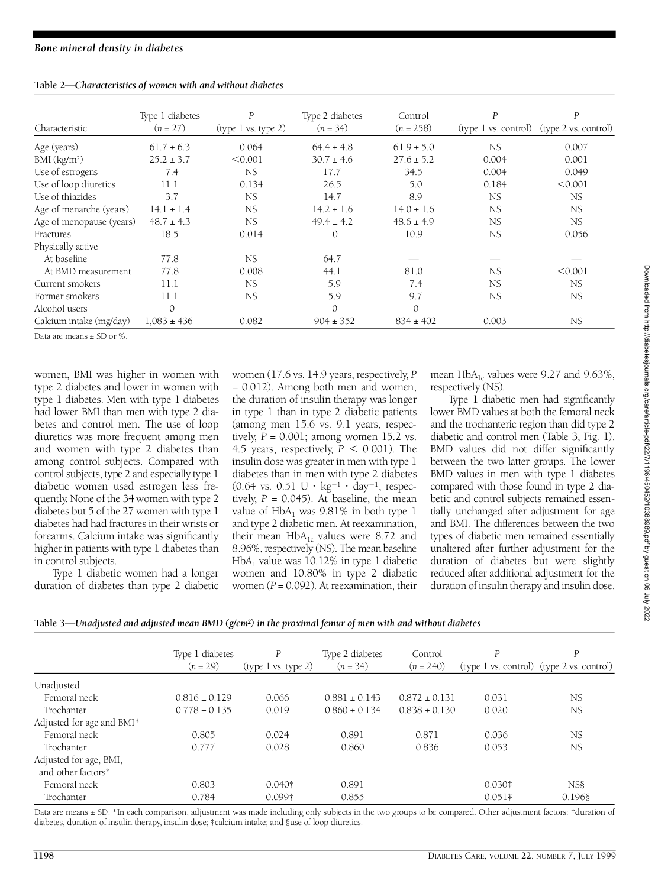**Table 2—*Characteristics of women with and without diabetes***

| Characteristic | Type 1 diabetes ($n$ = 27) | $P$ (type 1 vs. type 2) | Type 2 diabetes ($n$ = 34) | Control ($n$ = 258) | $P$ (type 1 vs. control) | $P$ (type 2 vs. control) |
|---|---|---|---|---|---|---|
| Age (years) | 61.7 ± 6.3 | 0.064 | 64.4 ± 4.8 | 61.9 ± 5.0 | NS | 0.007 |
| BMI (kg/m²) | 25.2 ± 3.7 | <0.001 | 30.7 ± 4.6 | 27.6 ± 5.2 | 0.004 | 0.001 |
| Use of estrogens | 7.4 | NS | 17.7 | 34.5 | 0.004 | 0.049 |
| Use of loop diuretics | 11.1 | 0.134 | 26.5 | 5.0 | 0.184 | <0.001 |
| Use of thiazides | 3.7 | NS | 14.7 | 8.9 | NS | NS |
| Age of menarche (years) | 14.1 ± 1.4 | NS | 14.2 ± 1.6 | 14.0 ± 1.6 | NS | NS |
| Age of menopause (years) | 48.7 ± 4.3 | NS | 49.4 ± 4.2 | 48.6 ± 4.9 | NS | NS |
| Fractures | 18.5 | 0.014 | 0 | 10.9 | NS | 0.056 |
| Physically active | | | | | | |
| At baseline | 77.8 | NS | 64.7 | — | — | — |
| At BMD measurement | 77.8 | 0.008 | 44.1 | 81.0 | NS | <0.001 |
| Current smokers | 11.1 | NS | 5.9 | 7.4 | NS | NS |
| Former smokers | 11.1 | NS | 5.9 | 9.7 | NS | NS |
| Alcohol users | 0 | | 0 | 0 | | |
| Calcium intake (mg/day) | 1,083 ± 436 | 0.082 | 904 ± 352 | 834 ± 402 | 0.003 | NS |

Data are means ± SD or %.

women, BMI was higher in women with type 2 diabetes and lower in women with type 1 diabetes. Men with type 1 diabetes had lower BMI than men with type 2 diabetes and control men. The use of loop diuretics was more frequent among men and women with type 2 diabetes than among control subjects. Compared with control subjects, type 2 and especially type 1 diabetic women used estrogen less frequently. None of the 34 women with type 2 diabetes but 5 of the 27 women with type 1 diabetes had had fractures in their wrists or forearms. Calcium intake was significantly higher in patients with type 1 diabetes than in control subjects.

Type 1 diabetic women had a longer duration of diabetes than type 2 diabetic women (17.6 vs. 14.9 years, respectively, $P = 0.012$). Among both men and women, the duration of insulin therapy was longer in type 1 than in type 2 diabetic patients (among men 15.6 vs. 9.1 years, respectively, $P = 0.001$; among women 15.2 vs. 4.5 years, respectively, $P < 0.001$). The insulin dose was greater in men with type 1 diabetes than in men with type 2 diabetes (0.64 vs. 0.51 $U \cdot kg^{-1} \cdot day^{-1}$, respectively, $P = 0.045$). At baseline, the mean value of $HbA_1$ was 9.81% in both type 1 and type 2 diabetic men. At reexamination, their mean $HbA_{1c}$ values were 8.72 and 8.96%, respectively (NS). The mean baseline $HbA_1$ value was 10.12% in type 1 diabetic women and 10.80% in type 2 diabetic women ($P = 0.092$). At reexamination, their mean $HbA_{1c}$ values were 9.27 and 9.63%, respectively (NS).

Type 1 diabetic men had significantly lower BMD values at both the femoral neck and the trochanteric region than did type 2 diabetic and control men (Table 3, Fig. 1). BMD values did not differ significantly between the two latter groups. The lower BMD values in men with type 1 diabetes compared with those found in type 2 diabetic and control subjects remained essentially unchanged after adjustment for age and BMI. The differences between the two types of diabetic men remained essentially unaltered after further adjustment for the duration of diabetes but were slightly reduced after additional adjustment for the duration of insulin therapy and insulin dose.

**Table 3—*Unadjusted and adjusted mean BMD (g/cm²) in the proximal femur of men with and without diabetes***

| | Type 1 diabetes ($n$ = 29) | $P$ (type 1 vs. type 2) | Type 2 diabetes ($n$ = 34) | Control ($n$ = 240) | $P$ (type 1 vs. control) | $P$ (type 2 vs. control) |
|---|---|---|---|---|---|---|
| Unadjusted | | | | | | |
| Femoral neck | 0.816 ± 0.129 | 0.066 | 0.881 ± 0.143 | 0.872 ± 0.131 | 0.031 | NS |
| Trochanter | 0.778 ± 0.135 | 0.019 | 0.860 ± 0.134 | 0.838 ± 0.130 | 0.020 | NS |
| Adjusted for age and BMI* | | | | | | |
| Femoral neck | 0.805 | 0.024 | 0.891 | 0.871 | 0.036 | NS |
| Trochanter | 0.777 | 0.028 | 0.860 | 0.836 | 0.053 | NS |
| Adjusted for age, BMI, and other factors* | | | | | | |
| Femoral neck | 0.803 | 0.040† | 0.891 | | 0.030‡ | NS§ |
| Trochanter | 0.784 | 0.099† | 0.855 | | 0.051‡ | 0.196§ |

Data are means ± SD. *In each comparison, adjustment was made including only subjects in the two groups to be compared. Other adjustment factors: †duration of diabetes, duration of insulin therapy, insulin dose; ‡calcium intake; and §use of loop diuretics.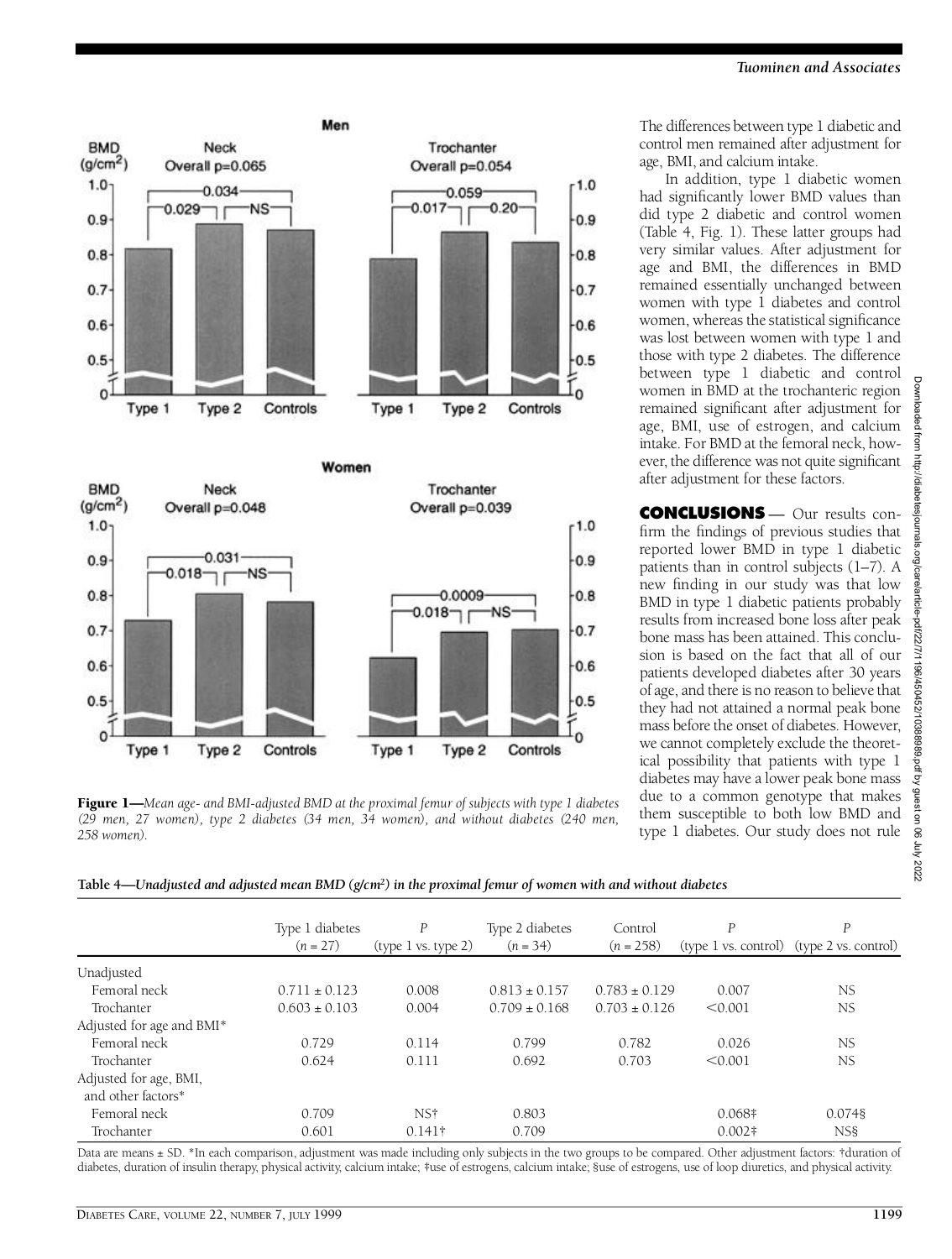**Figure 1**—*Mean age- and BMI-adjusted BMD at the proximal femur of subjects with type 1 diabetes (29 men, 27 women), type 2 diabetes (34 men, 34 women), and without diabetes (240 men, 258 women).*

The differences between type 1 diabetic and control men remained after adjustment for age, BMI, and calcium intake.

In addition, type 1 diabetic women had significantly lower BMD values than did type 2 diabetic and control women (Table 4, Fig. 1). These latter groups had very similar values. After adjustment for age and BMI, the differences in BMD remained essentially unchanged between women with type 1 diabetes and control women, whereas the statistical significance was lost between women with type 1 and those with type 2 diabetes. The difference between type 1 diabetic and control women in BMD at the trochanteric region remained significant after adjustment for age, BMI, use of estrogen, and calcium intake. For BMD at the femoral neck, however, the difference was not quite significant after adjustment for these factors.

## CONCLUSIONS

Our results confirm the findings of previous studies that reported lower BMD in type 1 diabetic patients than in control subjects (1–7). A new finding in our study was that low BMD in type 1 diabetic patients probably results from increased bone loss after peak bone mass has been attained. This conclusion is based on the fact that all of our patients developed diabetes after 30 years of age, and there is no reason to believe that they had not attained a normal peak bone mass before the onset of diabetes. However, we cannot completely exclude the theoretical possibility that patients with type 1 diabetes may have a lower peak bone mass due to a common genotype that makes them susceptible to both low BMD and type 1 diabetes. Our study does not rule

**Table 4**—*Unadjusted and adjusted mean BMD (g/cm²) in the proximal femur of women with and without diabetes*

| | Type 1 diabetes ($n$ = 27) | $P$ (type 1 vs. type 2) | Type 2 diabetes ($n$ = 34) | Control ($n$ = 258) | $P$ (type 1 vs. control) | $P$ (type 2 vs. control) |
|---|---|---|---|---|---|---|
| Unadjusted | | | | | | |
| Femoral neck | 0.711 ± 0.123 | 0.008 | 0.813 ± 0.157 | 0.783 ± 0.129 | 0.007 | NS |
| Trochanter | 0.603 ± 0.103 | 0.004 | 0.709 ± 0.168 | 0.703 ± 0.126 | <0.001 | NS |
| Adjusted for age and BMI* | | | | | | |
| Femoral neck | 0.729 | 0.114 | 0.799 | 0.782 | 0.026 | NS |
| Trochanter | 0.624 | 0.111 | 0.692 | 0.703 | <0.001 | NS |
| Adjusted for age, BMI, and other factors* | | | | | | |
| Femoral neck | 0.709 | NS† | 0.803 | | 0.068‡ | 0.074§ |
| Trochanter | 0.601 | 0.141† | 0.709 | | 0.002‡ | NS§ |

Data are means ± SD. *In each comparison, adjustment was made including only subjects in the two groups to be compared. Other adjustment factors: †duration of diabetes, duration of insulin therapy, physical activity, calcium intake; ‡use of estrogens, calcium intake; §use of estrogens, use of loop diuretics, and physical activity.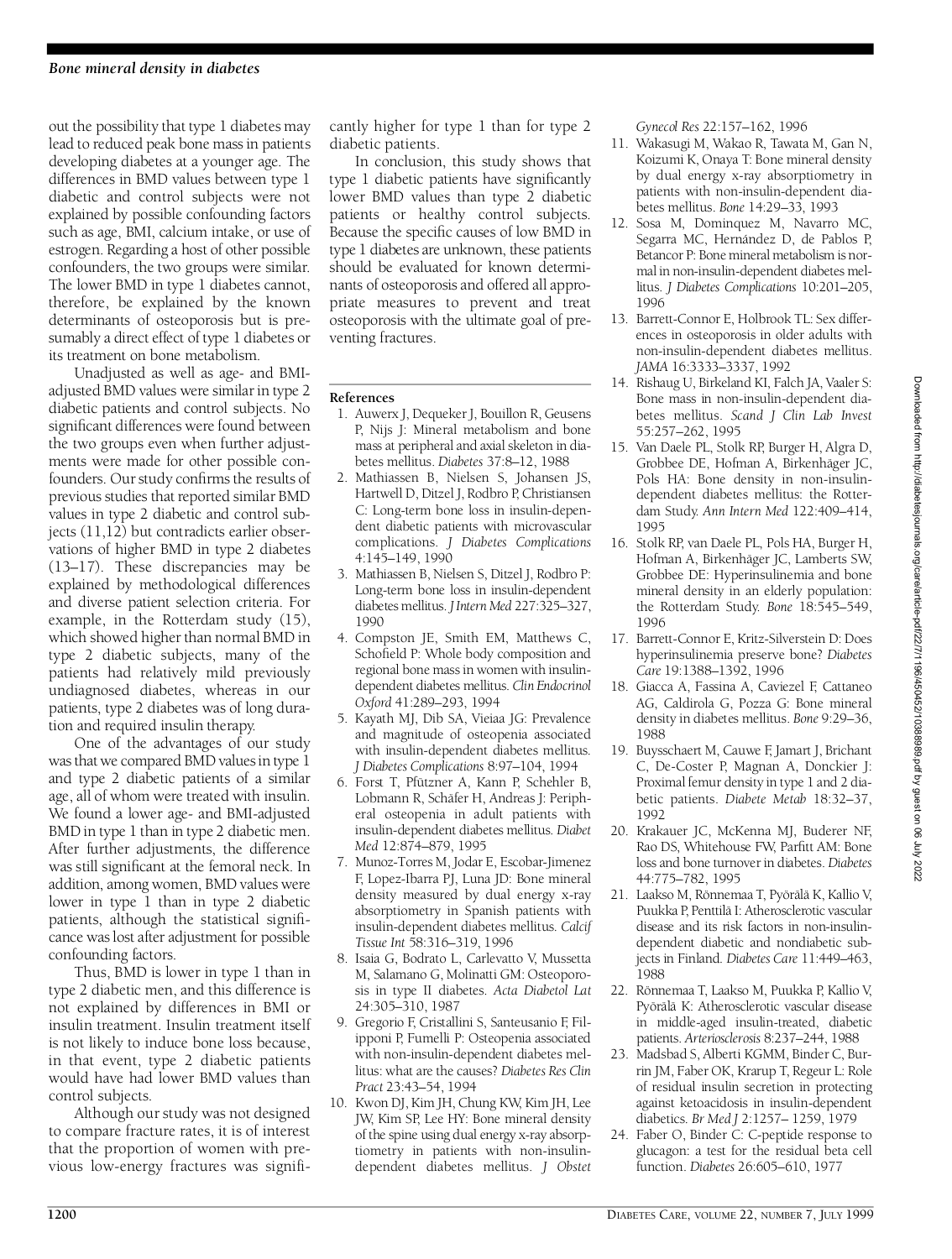out the possibility that type 1 diabetes may lead to reduced peak bone mass in patients developing diabetes at a younger age. The differences in BMD values between type 1 diabetic and control subjects were not explained by possible confounding factors such as age, BMI, calcium intake, or use of estrogen. Regarding a host of other possible confounders, the two groups were similar. The lower BMD in type 1 diabetes cannot, therefore, be explained by the known determinants of osteoporosis but is presumably a direct effect of type 1 diabetes or its treatment on bone metabolism.

Unadjusted as well as age- and BMI-adjusted BMD values were similar in type 2 diabetic patients and control subjects. No significant differences were found between the two groups even when further adjustments were made for other possible confounders. Our study confirms the results of previous studies that reported similar BMD values in type 2 diabetic and control subjects (11,12) but contradicts earlier observations of higher BMD in type 2 diabetes (13–17). These discrepancies may be explained by methodological differences and diverse patient selection criteria. For example, in the Rotterdam study (15), which showed higher than normal BMD in type 2 diabetic subjects, many of the patients had relatively mild previously undiagnosed diabetes, whereas in our patients, type 2 diabetes was of long duration and required insulin therapy.

One of the advantages of our study was that we compared BMD values in type 1 and type 2 diabetic patients of a similar age, all of whom were treated with insulin. We found a lower age- and BMI-adjusted BMD in type 1 than in type 2 diabetic men. After further adjustments, the difference was still significant at the femoral neck. In addition, among women, BMD values were lower in type 1 than in type 2 diabetic patients, although the statistical significance was lost after adjustment for possible confounding factors.

Thus, BMD is lower in type 1 than in type 2 diabetic men, and this difference is not explained by differences in BMI or insulin treatment. Insulin treatment itself is not likely to induce bone loss because, in that event, type 2 diabetic patients would have had lower BMD values than control subjects.

Although our study was not designed to compare fracture rates, it is of interest that the proportion of women with previous low-energy fractures was significantly higher for type 1 than for type 2 diabetic patients.

In conclusion, this study shows that type 1 diabetic patients have significantly lower BMD values than type 2 diabetic patients or healthy control subjects. Because the specific causes of low BMD in type 1 diabetes are unknown, these patients should be evaluated for known determinants of osteoporosis and offered all appropriate measures to prevent and treat osteoporosis with the ultimate goal of preventing fractures.

## References

1. Auwerx J, Dequeker J, Bouillon R, Geusens P, Nijs J: Mineral metabolism and bone mass at peripheral and axial skeleton in diabetes mellitus. *Diabetes* 37:8–12, 1988
2. Mathiassen B, Nielsen S, Johansen JS, Hartwell D, Ditzel J, Rodbro P, Christiansen C: Long-term bone loss in insulin-dependent diabetic patients with microvascular complications. *J Diabetes Complications* 4:145–149, 1990
3. Mathiassen B, Nielsen S, Ditzel J, Rodbro P: Long-term bone loss in insulin-dependent diabetes mellitus. *J Intern Med* 227:325–327, 1990
4. Compston JE, Smith EM, Matthews C, Schofield P: Whole body composition and regional bone mass in women with insulin-dependent diabetes mellitus. *Clin Endocrinol Oxford* 41:289–293, 1994
5. Kayath MJ, Dib SA, Vieiaa JG: Prevalence and magnitude of osteopenia associated with insulin-dependent diabetes mellitus. *J Diabetes Complications* 8:97–104, 1994
6. Forst T, Pfützner A, Kann P, Schehler B, Lobmann R, Schäfer H, Andreas J: Peripheral osteopenia in adult patients with insulin-dependent diabetes mellitus. *Diabet Med* 12:874–879, 1995
7. Munoz-Torres M, Jodar E, Escobar-Jimenez F, Lopez-Ibarra PJ, Luna JD: Bone mineral density measured by dual energy x-ray absorptiometry in Spanish patients with insulin-dependent diabetes mellitus. *Calcif Tissue Int* 58:316–319, 1996
8. Isaia G, Bodrato L, Carlevatto V, Mussetta M, Salamano G, Molinatti GM: Osteoporosis in type II diabetes. *Acta Diabetol Lat* 24:305–310, 1987
9. Gregorio F, Cristallini S, Santeusanio F, Filipponi P, Fumelli P: Osteopenia associated with non-insulin-dependent diabetes mellitus: what are the causes? *Diabetes Res Clin Pract* 23:43–54, 1994
10. Kwon DJ, Kim JH, Chung KW, Kim JH, Lee JW, Kim SP, Lee HY: Bone mineral density of the spine using dual energy x-ray absorptiometry in patients with non-insulin-dependent diabetes mellitus. *J Obstet Gynecol Res* 22:157–162, 1996
11. Wakasugi M, Wakao R, Tawata M, Gan N, Koizumi K, Onaya T: Bone mineral density by dual energy x-ray absorptiometry in patients with non-insulin-dependent diabetes mellitus. *Bone* 14:29–33, 1993
12. Sosa M, Dominquez M, Navarro MC, Segarra MC, Hernández D, de Pablos P, Betancor P: Bone mineral metabolism is normal in non-insulin-dependent diabetes mellitus. *J Diabetes Complications* 10:201–205, 1996
13. Barrett-Connor E, Holbrook TL: Sex differences in osteoporosis in older adults with non-insulin-dependent diabetes mellitus. *JAMA* 16:3333–3337, 1992
14. Rishaug U, Birkeland KI, Falch JA, Vaaler S: Bone mass in non-insulin-dependent diabetes mellitus. *Scand J Clin Lab Invest* 55:257–262, 1995
15. Van Daele PL, Stolk RP, Burger H, Algra D, Grobbee DE, Hofman A, Birkenhäger JC, Pols HA: Bone density in non-insulin-dependent diabetes mellitus: the Rotterdam Study. *Ann Intern Med* 122:409–414, 1995
16. Stolk RP, van Daele PL, Pols HA, Burger H, Hofman A, Birkenhäger JC, Lamberts SW, Grobbee DE: Hyperinsulinemia and bone mineral density in an elderly population: the Rotterdam Study. *Bone* 18:545–549, 1996
17. Barrett-Connor E, Kritz-Silverstein D: Does hyperinsulinemia preserve bone? *Diabetes Care* 19:1388–1392, 1996
18. Giacca A, Fassina A, Caviezel F, Cattaneo AG, Caldirola G, Pozza G: Bone mineral density in diabetes mellitus. *Bone* 9:29–36, 1988
19. Buysschaert M, Cauwe F, Jamart J, Brichant C, De-Coster P, Magnan A, Donckier J: Proximal femur density in type 1 and 2 diabetic patients. *Diabete Metab* 18:32–37, 1992
20. Krakauer JC, McKenna MJ, Buderer NF, Rao DS, Whitehouse FW, Parfitt AM: Bone loss and bone turnover in diabetes. *Diabetes* 44:775–782, 1995
21. Laakso M, Rönnemaa T, Pyörälä K, Kallio V, Puukka P, Penttilä I: Atherosclerotic vascular disease and its risk factors in non-insulin-dependent diabetic and nondiabetic subjects in Finland. *Diabetes Care* 11:449–463, 1988
22. Rönnemaa T, Laakso M, Puukka P, Kallio V, Pyörälä K: Atherosclerotic vascular disease in middle-aged insulin-treated, diabetic patients. *Arteriosclerosis* 8:237–244, 1988
23. Madsbad S, Alberti KGMM, Binder C, Burrin JM, Faber OK, Krarup T, Regeur L: Role of residual insulin secretion in protecting against ketoacidosis in insulin-dependent diabetics. *Br Med J* 2:1257– 1259, 1979
24. Faber O, Binder C: C-peptide response to glucagon: a test for the residual beta cell function. *Diabetes* 26:605–610, 1977